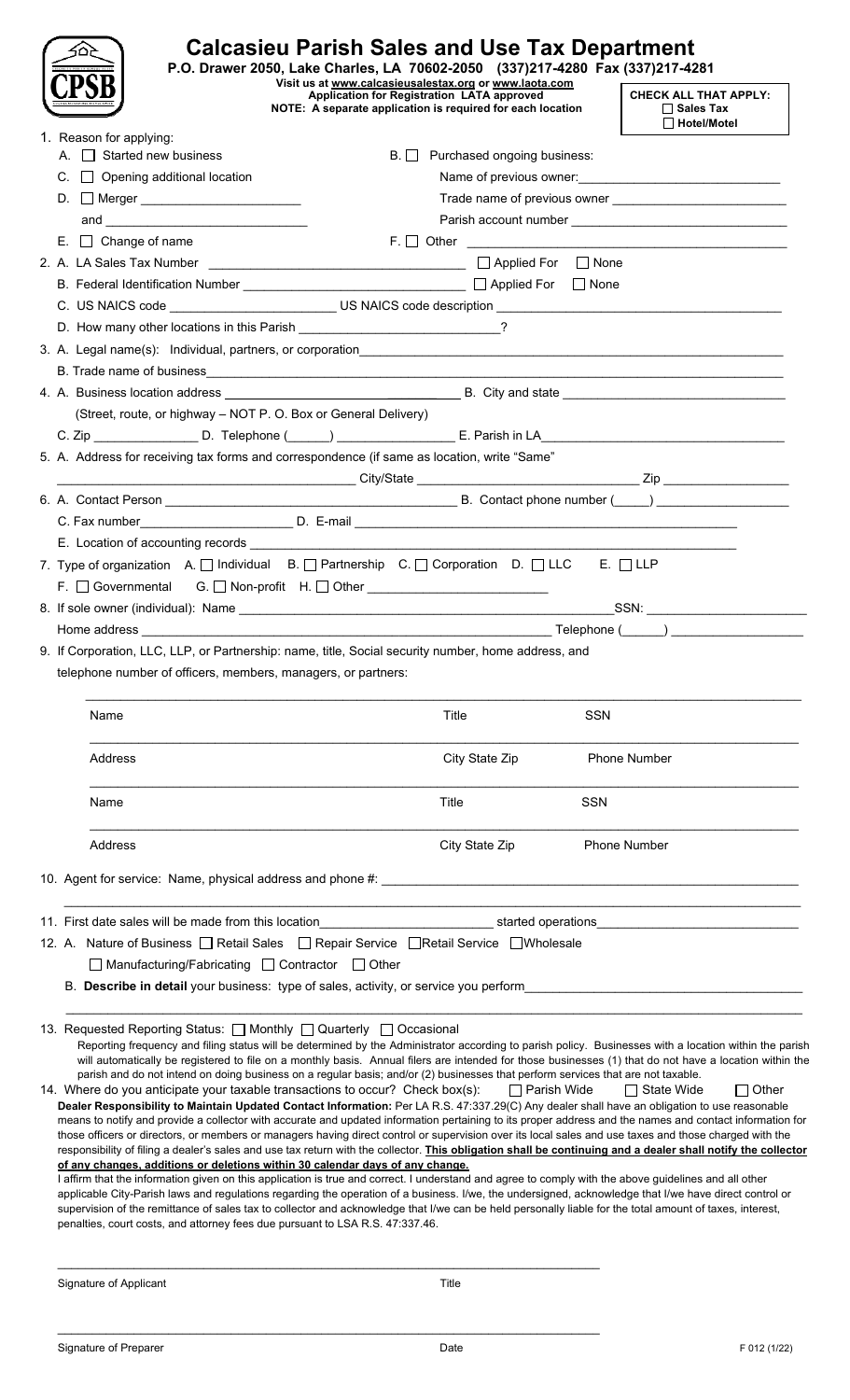# Calcasieu Parish Sales and Use Tax Department

**P.O. Drawer 2050, Lake Charles, LA 70602-2050 (337)217-4280 Fax (337)217-4281**

Visit us at www.calcasieusalestax.org or www.laota.com

**Application for Registration LATA approved**

**NOTE: A separate application is required for each location**

**CHECK ALL THAT APPLY:**
- ☐ Sales Tax
- ☐ Hotel/Motel

1. Reason for applying:
   - A. ☐ Started new business
   - B. ☐ Purchased ongoing business:
     - Name of previous owner: ____________
     - Trade name of previous owner ____________
     - Parish account number ____________
   - C. ☐ Opening additional location
   - D. ☐ Merger ____________ and ____________
   - E. ☐ Change of name
   - F. ☐ Other ____________

2. A. LA Sales Tax Number ____________ ☐ Applied For ☐ None
   B. Federal Identification Number ____________ ☐ Applied For ☐ None
   C. US NAICS code ____________ US NAICS code description ____________
   D. How many other locations in this Parish ____________?

3. A. Legal name(s): Individual, partners, or corporation ____________
   B. Trade name of business ____________

4. A. Business location address ____________ B. City and state ____________
   (Street, route, or highway – NOT P. O. Box or General Delivery)
   C. Zip ________ D. Telephone (____) ________ E. Parish in LA ____________

5. A. Address for receiving tax forms and correspondence (if same as location, write "Same"
   ____________ City/State ____________ Zip ____________

6. A. Contact Person ____________ B. Contact phone number (____) ____________
   C. Fax number ____________ D. E-mail ____________
   E. Location of accounting records ____________

7. Type of organization A. ☐ Individual B. ☐ Partnership C. ☐ Corporation D. ☐ LLC E. ☐ LLP
   F. ☐ Governmental G. ☐ Non-profit H. ☐ Other ____________

8. If sole owner (individual): Name ____________ SSN: ____________
   Home address ____________ Telephone (____) ____________

9. If Corporation, LLC, LLP, or Partnership: name, title, Social security number, home address, and telephone number of officers, members, managers, or partners:

| Name | Title | SSN |
|---|---|---|
| Address | City State Zip | Phone Number |
| Name | Title | SSN |
| Address | City State Zip | Phone Number |

10. Agent for service: Name, physical address and phone #: ____________

11. First date sales will be made from this location ____________ started operations ____________

12. A. Nature of Business ☐ Retail Sales ☐ Repair Service ☐ Retail Service ☐ Wholesale
    ☐ Manufacturing/Fabricating ☐ Contractor ☐ Other
    B. **Describe in detail** your business: type of sales, activity, or service you perform ____________

13. Requested Reporting Status: ☐ Monthly ☐ Quarterly ☐ Occasional
    Reporting frequency and filing status will be determined by the Administrator according to parish policy. Businesses with a location within the parish will automatically be registered to file on a monthly basis. Annual filers are intended for those businesses (1) that do not have a location within the parish and do not intend on doing business on a regular basis; and/or (2) businesses that perform services that are not taxable.

14. Where do you anticipate your taxable transactions to occur? Check box(s): ☐ Parish Wide ☐ State Wide ☐ Other

**Dealer Responsibility to Maintain Updated Contact Information:** Per LA R.S. 47:337.29(C) Any dealer shall have an obligation to use reasonable means to notify and provide a collector with accurate and updated information pertaining to its proper address and the names and contact information for those officers or directors, or members or managers having direct control or supervision over its local sales and use taxes and those charged with the responsibility of filing a dealer's sales and use tax return with the collector. **This obligation shall be continuing and a dealer shall notify the collector of any changes, additions or deletions within 30 calendar days of any change.**

I affirm that the information given on this application is true and correct. I understand and agree to comply with the above guidelines and all other applicable City-Parish laws and regulations regarding the operation of a business. I/we, the undersigned, acknowledge that I/we have direct control or supervision of the remittance of sales tax to collector and acknowledge that I/we can be held personally liable for the total amount of taxes, interest, penalties, court costs, and attorney fees due pursuant to LSA R.S. 47:337.46.

____________________________________________
Signature of Applicant — Title

____________________________________________
Signature of Preparer — Date

F 012 (1/22)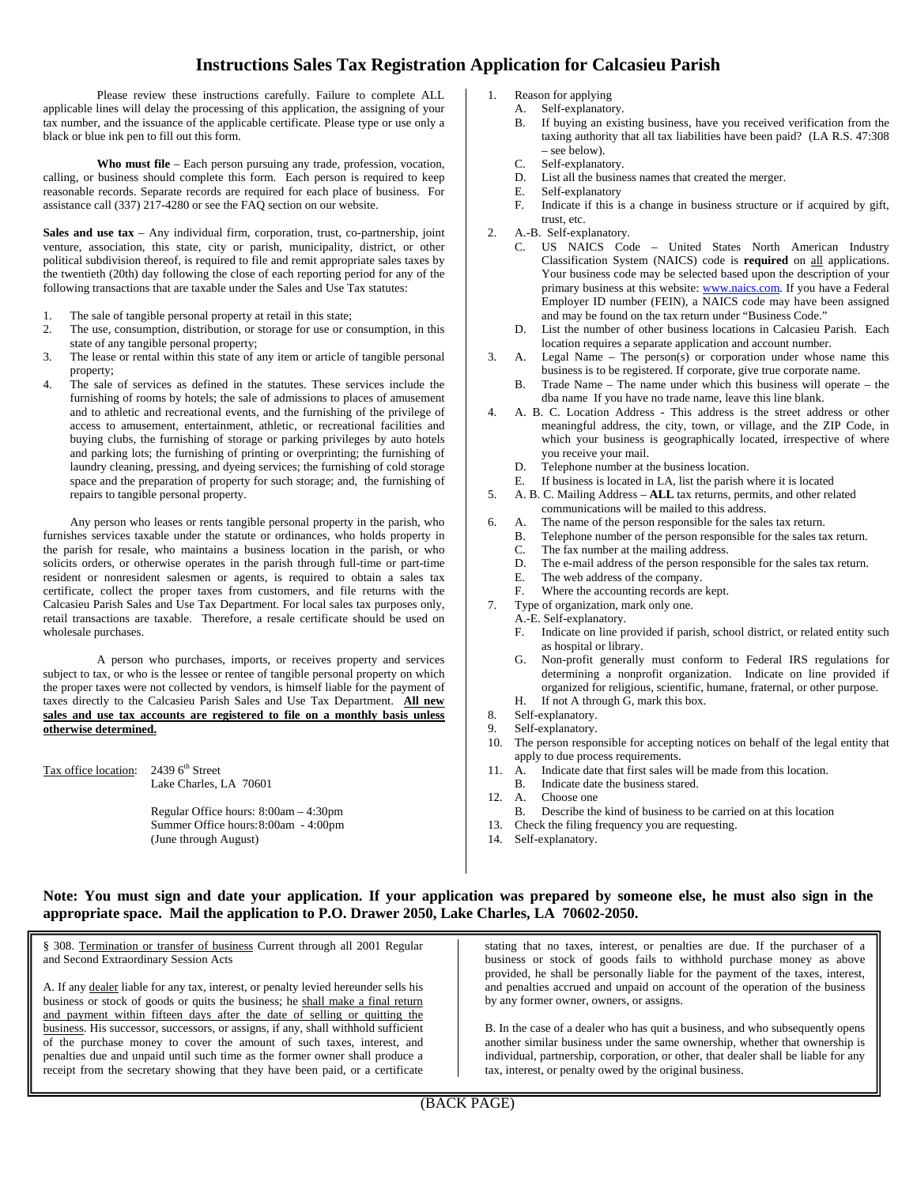# Instructions Sales Tax Registration Application for Calcasieu Parish

Please review these instructions carefully. Failure to complete ALL applicable lines will delay the processing of this application, the assigning of your tax number, and the issuance of the applicable certificate. Please type or use only a black or blue ink pen to fill out this form.

**Who must file** – Each person pursuing any trade, profession, vocation, calling, or business should complete this form. Each person is required to keep reasonable records. Separate records are required for each place of business. For assistance call (337) 217-4280 or see the FAQ section on our website.

**Sales and use tax** – Any individual firm, corporation, trust, co-partnership, joint venture, association, this state, city or parish, municipality, district, or other political subdivision thereof, is required to file and remit appropriate sales taxes by the twentieth (20th) day following the close of each reporting period for any of the following transactions that are taxable under the Sales and Use Tax statutes:

1. The sale of tangible personal property at retail in this state;
2. The use, consumption, distribution, or storage for use or consumption, in this state of any tangible personal property;
3. The lease or rental within this state of any item or article of tangible personal property;
4. The sale of services as defined in the statutes. These services include the furnishing of rooms by hotels; the sale of admissions to places of amusement and to athletic and recreational events, and the furnishing of the privilege of access to amusement, entertainment, athletic, or recreational facilities and buying clubs, the furnishing of storage or parking privileges by auto hotels and parking lots; the furnishing of printing or overprinting; the furnishing of laundry cleaning, pressing, and dyeing services; the furnishing of cold storage space and the preparation of property for such storage; and, the furnishing of repairs to tangible personal property.

Any person who leases or rents tangible personal property in the parish, who furnishes services taxable under the statute or ordinances, who holds property in the parish for resale, who maintains a business location in the parish, or who solicits orders, or otherwise operates in the parish through full-time or part-time resident or nonresident salesmen or agents, is required to obtain a sales tax certificate, collect the proper taxes from customers, and file returns with the Calcasieu Parish Sales and Use Tax Department. For local sales tax purposes only, retail transactions are taxable. Therefore, a resale certificate should be used on wholesale purchases.

A person who purchases, imports, or receives property and services subject to tax, or who is the lessee or rentee of tangible personal property on which the proper taxes were not collected by vendors, is himself liable for the payment of taxes directly to the Calcasieu Parish Sales and Use Tax Department. **<u>All new sales and use tax accounts are registered to file on a monthly basis unless otherwise determined.</u>**

<u>Tax office location</u>: 2439 6th Street
Lake Charles, LA 70601

Regular Office hours: 8:00am – 4:30pm
Summer Office hours: 8:00am - 4:00pm
(June through August)

1. Reason for applying
   - A. Self-explanatory.
   - B. If buying an existing business, have you received verification from the taxing authority that all tax liabilities have been paid? (LA R.S. 47:308 – see below).
   - C. Self-explanatory.
   - D. List all the business names that created the merger.
   - E. Self-explanatory
   - F. Indicate if this is a change in business structure or if acquired by gift, trust, etc.
2. A.-B. Self-explanatory.
   - C. US NAICS Code – United States North American Industry Classification System (NAICS) code is **required** on <u>all</u> applications. Your business code may be selected based upon the description of your primary business at this website: www.naics.com. If you have a Federal Employer ID number (FEIN), a NAICS code may have been assigned and may be found on the tax return under "Business Code."
   - D. List the number of other business locations in Calcasieu Parish. Each location requires a separate application and account number.
3. 
   - A. Legal Name – The person(s) or corporation under whose name this business is to be registered. If corporate, give true corporate name.
   - B. Trade Name – The name under which this business will operate – the dba name If you have no trade name, leave this line blank.
4. 
   - A. B. C. Location Address - This address is the street address or other meaningful address, the city, town, or village, and the ZIP Code, in which your business is geographically located, irrespective of where you receive your mail.
   - D. Telephone number at the business location.
   - E. If business is located in LA, list the parish where it is located
5. A. B. C. Mailing Address – **ALL** tax returns, permits, and other related communications will be mailed to this address.
6. 
   - A. The name of the person responsible for the sales tax return.
   - B. Telephone number of the person responsible for the sales tax return.
   - C. The fax number at the mailing address.
   - D. The e-mail address of the person responsible for the sales tax return.
   - E. The web address of the company.
   - F. Where the accounting records are kept.
7. Type of organization, mark only one.
   - A.-E. Self-explanatory.
   - F. Indicate on line provided if parish, school district, or related entity such as hospital or library.
   - G. Non-profit generally must conform to Federal IRS regulations for determining a nonprofit organization. Indicate on line provided if organized for religious, scientific, humane, fraternal, or other purpose.
   - H. If not A through G, mark this box.
8. Self-explanatory.
9. Self-explanatory.
10. The person responsible for accepting notices on behalf of the legal entity that apply to due process requirements.
11. 
   - A. Indicate date that first sales will be made from this location.
   - B. Indicate date the business stared.
12. 
   - A. Choose one
   - B. Describe the kind of business to be carried on at this location
13. Check the filing frequency you are requesting.
14. Self-explanatory.

**Note: You must sign and date your application. If your application was prepared by someone else, he must also sign in the appropriate space. Mail the application to P.O. Drawer 2050, Lake Charles, LA 70602-2050.**

§ 308. <u>Termination or transfer of business</u> Current through all 2001 Regular and Second Extraordinary Session Acts

A. If any <u>dealer</u> liable for any tax, interest, or penalty levied hereunder sells his business or stock of goods or quits the business; he <u>shall make a final return and payment within fifteen days after the date of selling or quitting the business</u>. His successor, successors, or assigns, if any, shall withhold sufficient of the purchase money to cover the amount of such taxes, interest, and penalties due and unpaid until such time as the former owner shall produce a receipt from the secretary showing that they have been paid, or a certificate stating that no taxes, interest, or penalties are due. If the purchaser of a business or stock of goods fails to withhold purchase money as above provided, he shall be personally liable for the payment of the taxes, interest, and penalties accrued and unpaid on account of the operation of the business by any former owner, owners, or assigns.

B. In the case of a dealer who has quit a business, and who subsequently opens another similar business under the same ownership, whether that ownership is individual, partnership, corporation, or other, that dealer shall be liable for any tax, interest, or penalty owed by the original business.

(BACK PAGE)